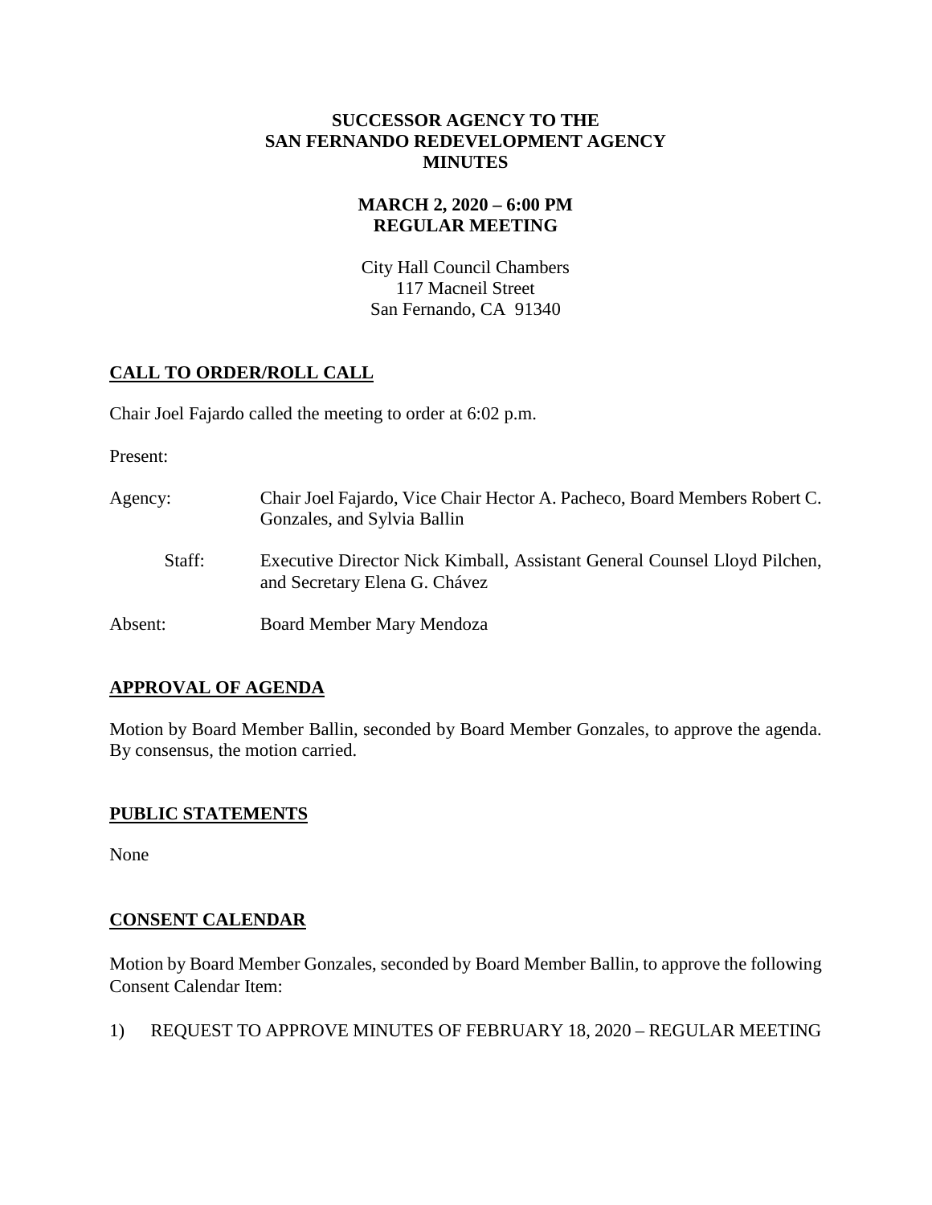**SUCCESSOR AGENCY TO THE SAN FERNANDO REDEVELOPMENT AGENCY MINUTES**

**MARCH 2, 2020 – 6:00 PM**
**REGULAR MEETING**

City Hall Council Chambers
117 Macneil Street
San Fernando, CA 91340

## CALL TO ORDER/ROLL CALL

Chair Joel Fajardo called the meeting to order at 6:02 p.m.

Present:

Agency: Chair Joel Fajardo, Vice Chair Hector A. Pacheco, Board Members Robert C. Gonzales, and Sylvia Ballin

Staff: Executive Director Nick Kimball, Assistant General Counsel Lloyd Pilchen, and Secretary Elena G. Chávez

Absent: Board Member Mary Mendoza

## APPROVAL OF AGENDA

Motion by Board Member Ballin, seconded by Board Member Gonzales, to approve the agenda. By consensus, the motion carried.

## PUBLIC STATEMENTS

None

## CONSENT CALENDAR

Motion by Board Member Gonzales, seconded by Board Member Ballin, to approve the following Consent Calendar Item:

1) REQUEST TO APPROVE MINUTES OF FEBRUARY 18, 2020 – REGULAR MEETING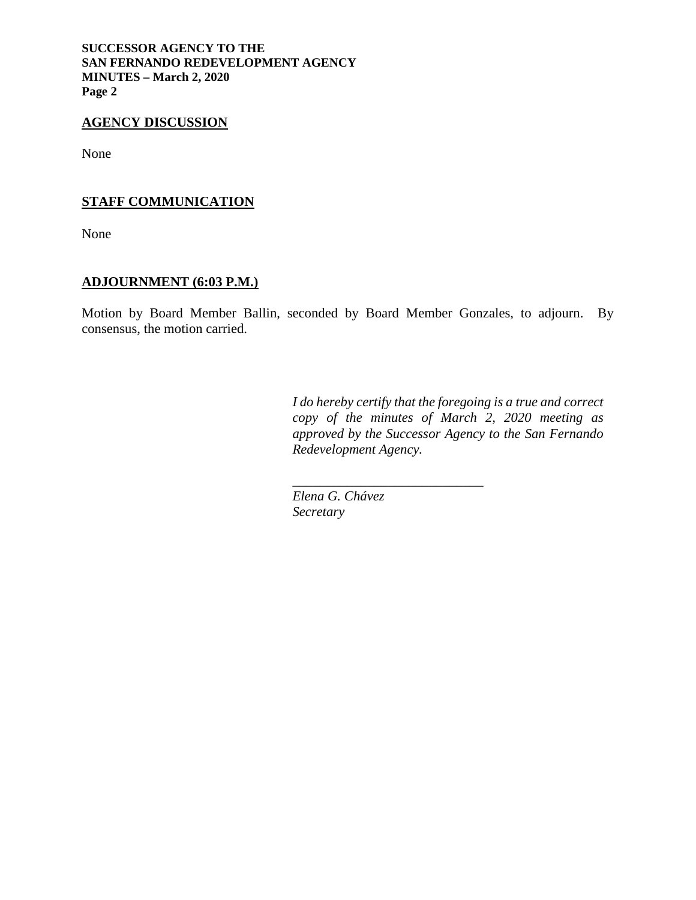## AGENCY DISCUSSION

None

## STAFF COMMUNICATION

None

## ADJOURNMENT (6:03 P.M.)

Motion by Board Member Ballin, seconded by Board Member Gonzales, to adjourn. By consensus, the motion carried.

*I do hereby certify that the foregoing is a true and correct copy of the minutes of March 2, 2020 meeting as approved by the Successor Agency to the San Fernando Redevelopment Agency.*

\_\_\_\_\_\_\_\_\_\_\_\_\_\_\_\_\_\_\_\_\_\_\_\_\_\_\_\_

*Elena G. Chávez*
*Secretary*